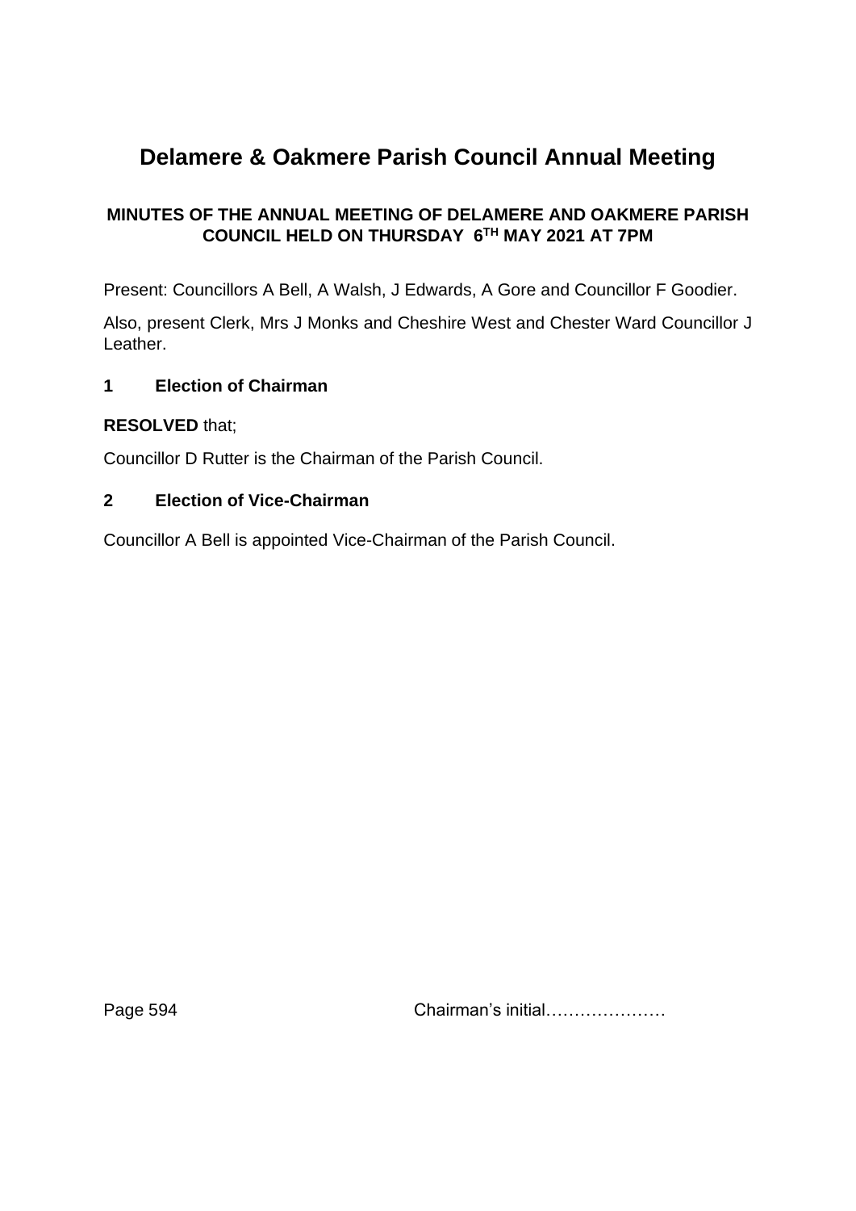# Delamere & Oakmere Parish Council Annual Meeting

### MINUTES OF THE ANNUAL MEETING OF DELAMERE AND OAKMERE PARISH COUNCIL HELD ON THURSDAY 6TH MAY 2021 AT 7PM

Present: Councillors A Bell, A Walsh, J Edwards, A Gore and Councillor F Goodier.

Also, present Clerk, Mrs J Monks and Cheshire West and Chester Ward Councillor J Leather.

### 1 Election of Chairman

**RESOLVED** that;

Councillor D Rutter is the Chairman of the Parish Council.

### 2 Election of Vice-Chairman

Councillor A Bell is appointed Vice-Chairman of the Parish Council.

Page 594 Chairman's initial…………………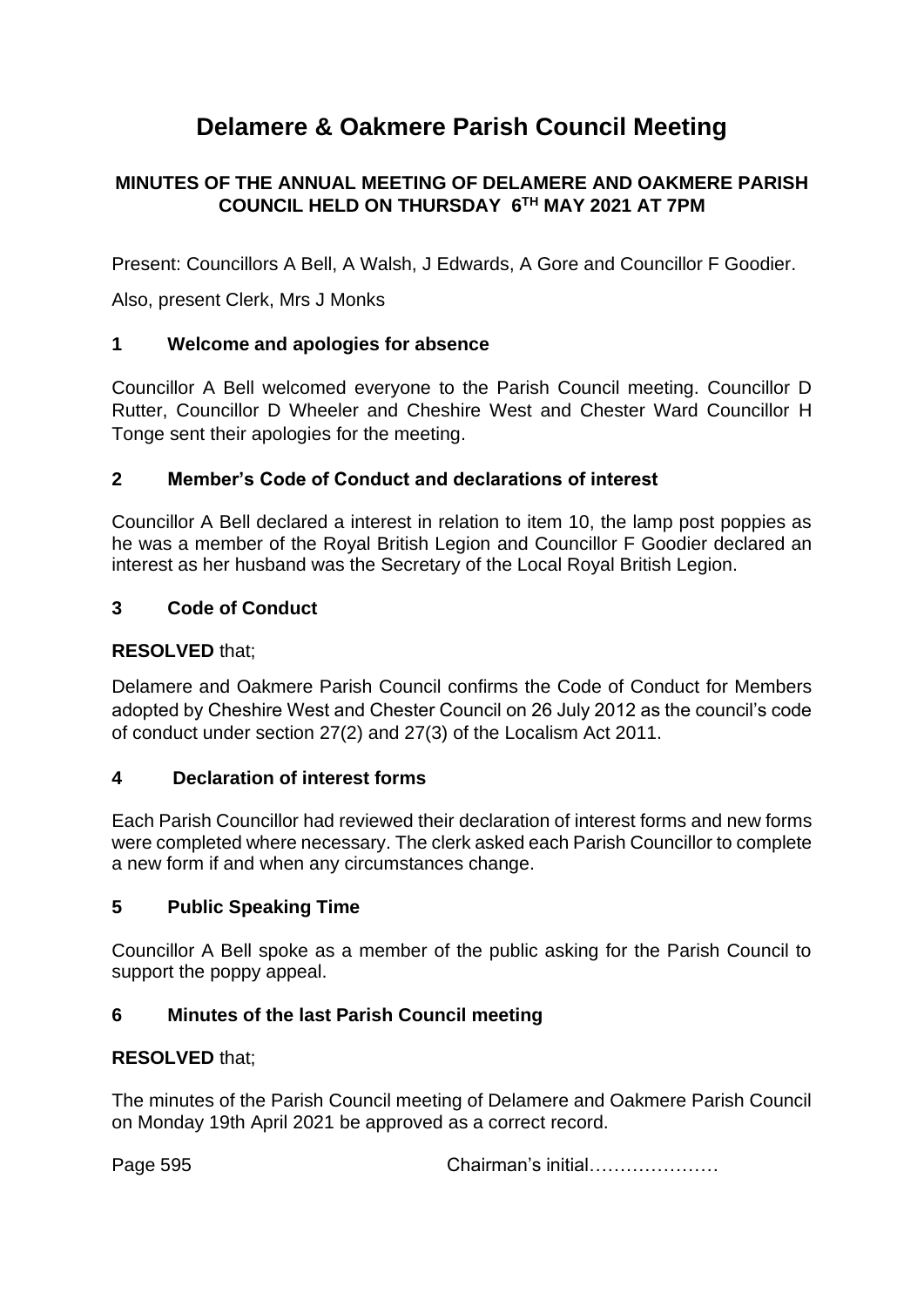# Delamere & Oakmere Parish Council Meeting

**MINUTES OF THE ANNUAL MEETING OF DELAMERE AND OAKMERE PARISH COUNCIL HELD ON THURSDAY 6TH MAY 2021 AT 7PM**

Present: Councillors A Bell, A Walsh, J Edwards, A Gore and Councillor F Goodier.

Also, present Clerk, Mrs J Monks

## 1 Welcome and apologies for absence

Councillor A Bell welcomed everyone to the Parish Council meeting. Councillor D Rutter, Councillor D Wheeler and Cheshire West and Chester Ward Councillor H Tonge sent their apologies for the meeting.

## 2 Member's Code of Conduct and declarations of interest

Councillor A Bell declared a interest in relation to item 10, the lamp post poppies as he was a member of the Royal British Legion and Councillor F Goodier declared an interest as her husband was the Secretary of the Local Royal British Legion.

## 3 Code of Conduct

**RESOLVED** that;

Delamere and Oakmere Parish Council confirms the Code of Conduct for Members adopted by Cheshire West and Chester Council on 26 July 2012 as the council's code of conduct under section 27(2) and 27(3) of the Localism Act 2011.

## 4 Declaration of interest forms

Each Parish Councillor had reviewed their declaration of interest forms and new forms were completed where necessary. The clerk asked each Parish Councillor to complete a new form if and when any circumstances change.

## 5 Public Speaking Time

Councillor A Bell spoke as a member of the public asking for the Parish Council to support the poppy appeal.

## 6 Minutes of the last Parish Council meeting

**RESOLVED** that;

The minutes of the Parish Council meeting of Delamere and Oakmere Parish Council on Monday 19th April 2021 be approved as a correct record.

Page 595 Chairman's initial…………………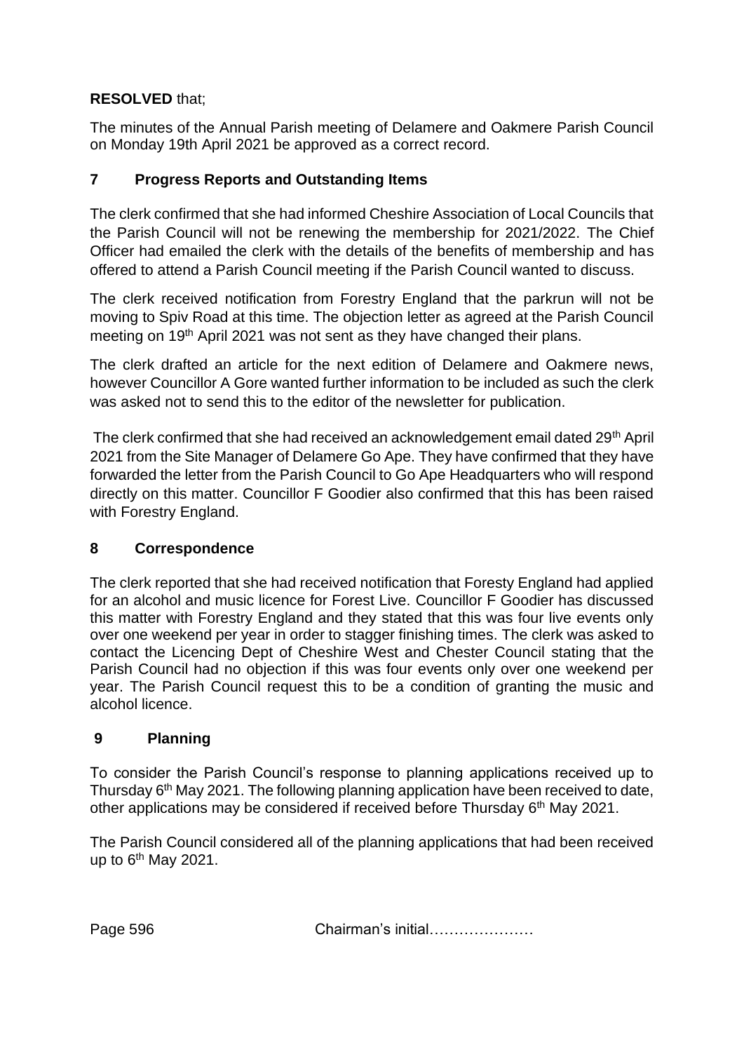**RESOLVED** that;

The minutes of the Annual Parish meeting of Delamere and Oakmere Parish Council on Monday 19th April 2021 be approved as a correct record.

## 7 Progress Reports and Outstanding Items

The clerk confirmed that she had informed Cheshire Association of Local Councils that the Parish Council will not be renewing the membership for 2021/2022. The Chief Officer had emailed the clerk with the details of the benefits of membership and has offered to attend a Parish Council meeting if the Parish Council wanted to discuss.

The clerk received notification from Forestry England that the parkrun will not be moving to Spiv Road at this time. The objection letter as agreed at the Parish Council meeting on 19th April 2021 was not sent as they have changed their plans.

The clerk drafted an article for the next edition of Delamere and Oakmere news, however Councillor A Gore wanted further information to be included as such the clerk was asked not to send this to the editor of the newsletter for publication.

The clerk confirmed that she had received an acknowledgement email dated 29th April 2021 from the Site Manager of Delamere Go Ape. They have confirmed that they have forwarded the letter from the Parish Council to Go Ape Headquarters who will respond directly on this matter. Councillor F Goodier also confirmed that this has been raised with Forestry England.

## 8 Correspondence

The clerk reported that she had received notification that Foresty England had applied for an alcohol and music licence for Forest Live. Councillor F Goodier has discussed this matter with Forestry England and they stated that this was four live events only over one weekend per year in order to stagger finishing times. The clerk was asked to contact the Licencing Dept of Cheshire West and Chester Council stating that the Parish Council had no objection if this was four events only over one weekend per year. The Parish Council request this to be a condition of granting the music and alcohol licence.

## 9 Planning

To consider the Parish Council's response to planning applications received up to Thursday 6th May 2021. The following planning application have been received to date, other applications may be considered if received before Thursday 6th May 2021.

The Parish Council considered all of the planning applications that had been received up to 6th May 2021.

Chairman's initial…………………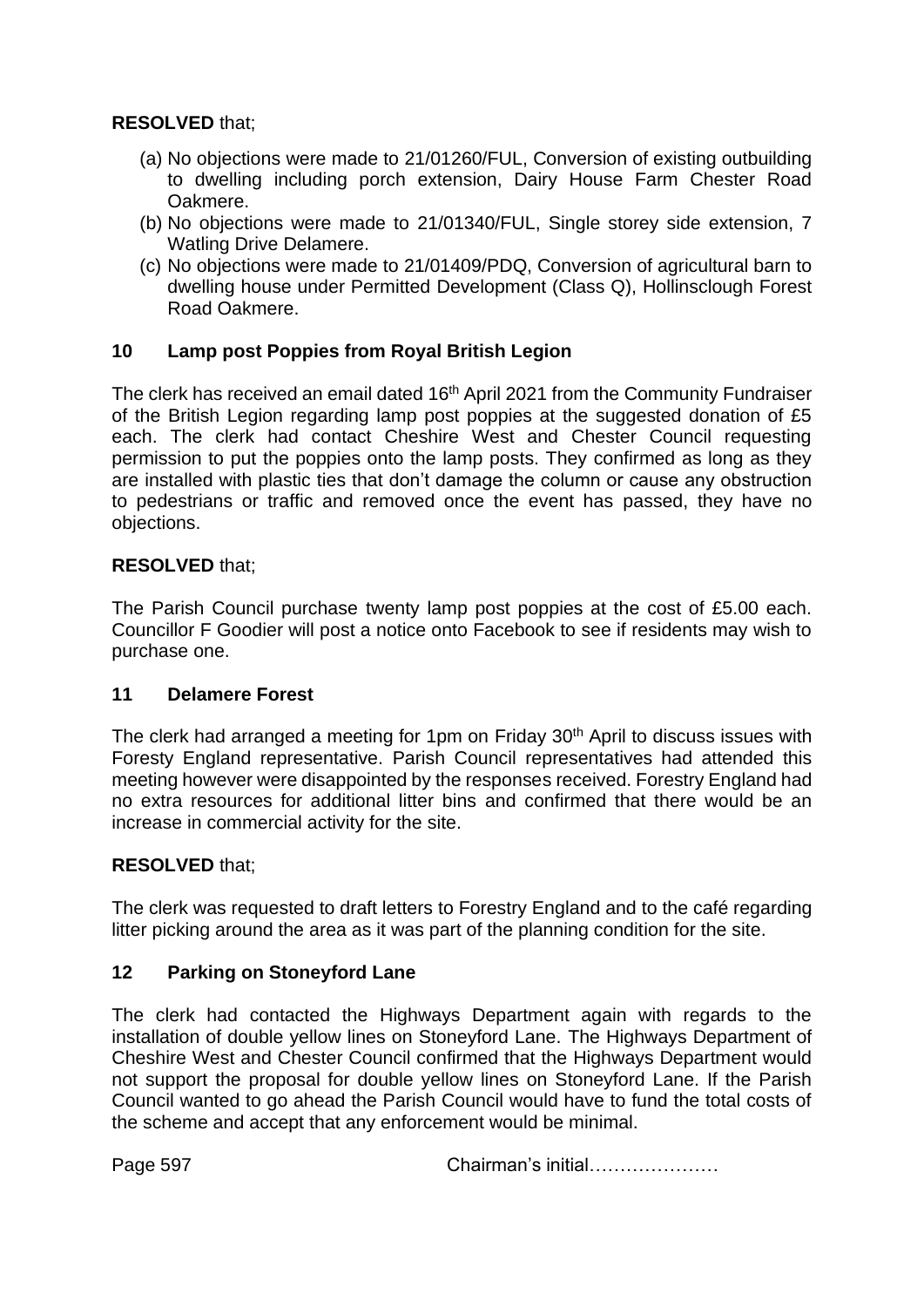**RESOLVED** that;

(a) No objections were made to 21/01260/FUL, Conversion of existing outbuilding to dwelling including porch extension, Dairy House Farm Chester Road Oakmere.
(b) No objections were made to 21/01340/FUL, Single storey side extension, 7 Watling Drive Delamere.
(c) No objections were made to 21/01409/PDQ, Conversion of agricultural barn to dwelling house under Permitted Development (Class Q), Hollinsclough Forest Road Oakmere.

## 10 Lamp post Poppies from Royal British Legion

The clerk has received an email dated 16th April 2021 from the Community Fundraiser of the British Legion regarding lamp post poppies at the suggested donation of £5 each. The clerk had contact Cheshire West and Chester Council requesting permission to put the poppies onto the lamp posts. They confirmed as long as they are installed with plastic ties that don't damage the column or cause any obstruction to pedestrians or traffic and removed once the event has passed, they have no objections.

**RESOLVED** that;

The Parish Council purchase twenty lamp post poppies at the cost of £5.00 each. Councillor F Goodier will post a notice onto Facebook to see if residents may wish to purchase one.

## 11 Delamere Forest

The clerk had arranged a meeting for 1pm on Friday 30th April to discuss issues with Foresty England representative. Parish Council representatives had attended this meeting however were disappointed by the responses received. Forestry England had no extra resources for additional litter bins and confirmed that there would be an increase in commercial activity for the site.

**RESOLVED** that;

The clerk was requested to draft letters to Forestry England and to the café regarding litter picking around the area as it was part of the planning condition for the site.

## 12 Parking on Stoneyford Lane

The clerk had contacted the Highways Department again with regards to the installation of double yellow lines on Stoneyford Lane. The Highways Department of Cheshire West and Chester Council confirmed that the Highways Department would not support the proposal for double yellow lines on Stoneyford Lane. If the Parish Council wanted to go ahead the Parish Council would have to fund the total costs of the scheme and accept that any enforcement would be minimal.

Chairman's initial…………………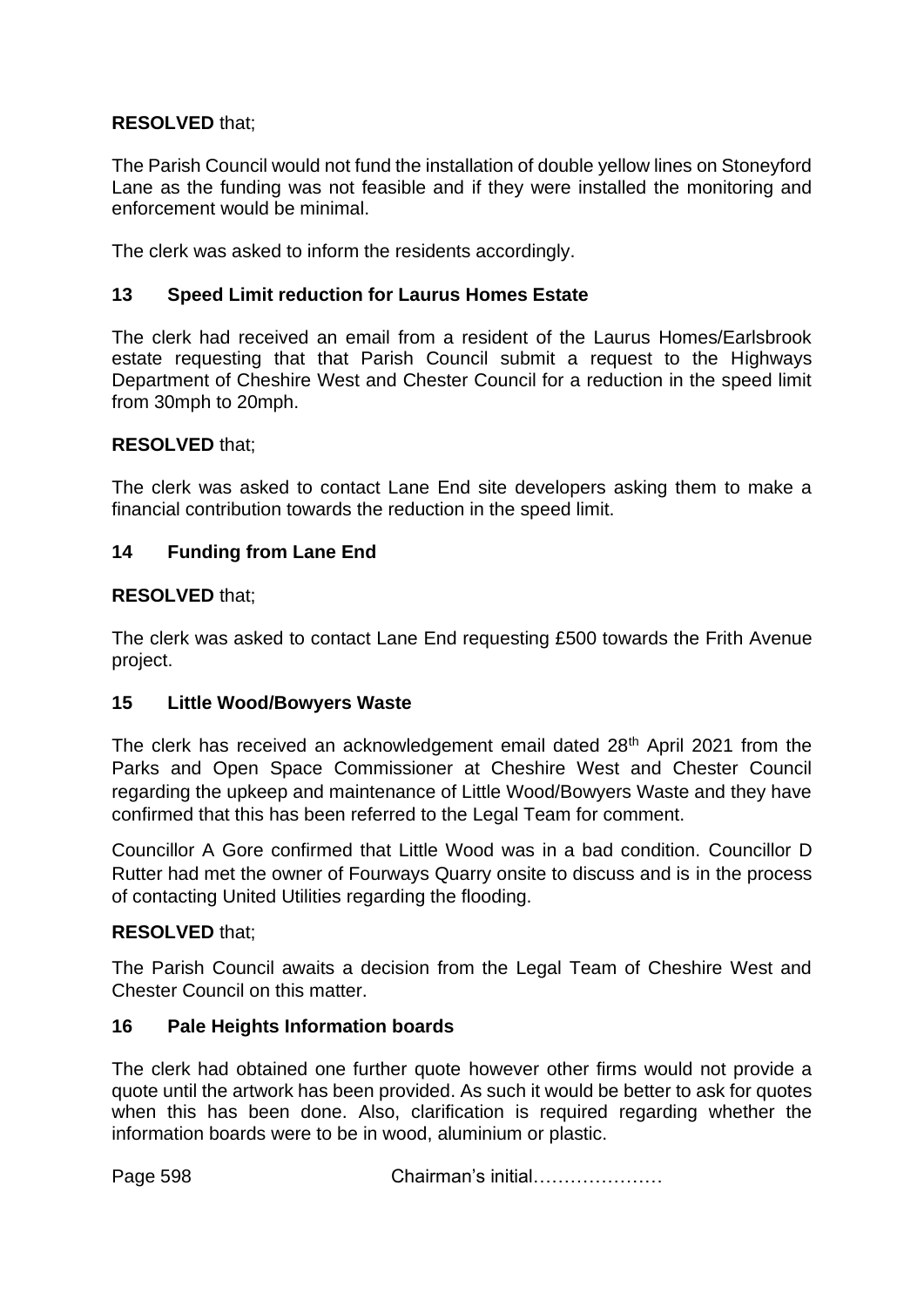**RESOLVED** that;

The Parish Council would not fund the installation of double yellow lines on Stoneyford Lane as the funding was not feasible and if they were installed the monitoring and enforcement would be minimal.

The clerk was asked to inform the residents accordingly.

## 13 Speed Limit reduction for Laurus Homes Estate

The clerk had received an email from a resident of the Laurus Homes/Earlsbrook estate requesting that that Parish Council submit a request to the Highways Department of Cheshire West and Chester Council for a reduction in the speed limit from 30mph to 20mph.

**RESOLVED** that;

The clerk was asked to contact Lane End site developers asking them to make a financial contribution towards the reduction in the speed limit.

## 14 Funding from Lane End

**RESOLVED** that;

The clerk was asked to contact Lane End requesting £500 towards the Frith Avenue project.

## 15 Little Wood/Bowyers Waste

The clerk has received an acknowledgement email dated 28th April 2021 from the Parks and Open Space Commissioner at Cheshire West and Chester Council regarding the upkeep and maintenance of Little Wood/Bowyers Waste and they have confirmed that this has been referred to the Legal Team for comment.

Councillor A Gore confirmed that Little Wood was in a bad condition. Councillor D Rutter had met the owner of Fourways Quarry onsite to discuss and is in the process of contacting United Utilities regarding the flooding.

**RESOLVED** that;

The Parish Council awaits a decision from the Legal Team of Cheshire West and Chester Council on this matter.

## 16 Pale Heights Information boards

The clerk had obtained one further quote however other firms would not provide a quote until the artwork has been provided. As such it would be better to ask for quotes when this has been done. Also, clarification is required regarding whether the information boards were to be in wood, aluminium or plastic.

Chairman's initial…………………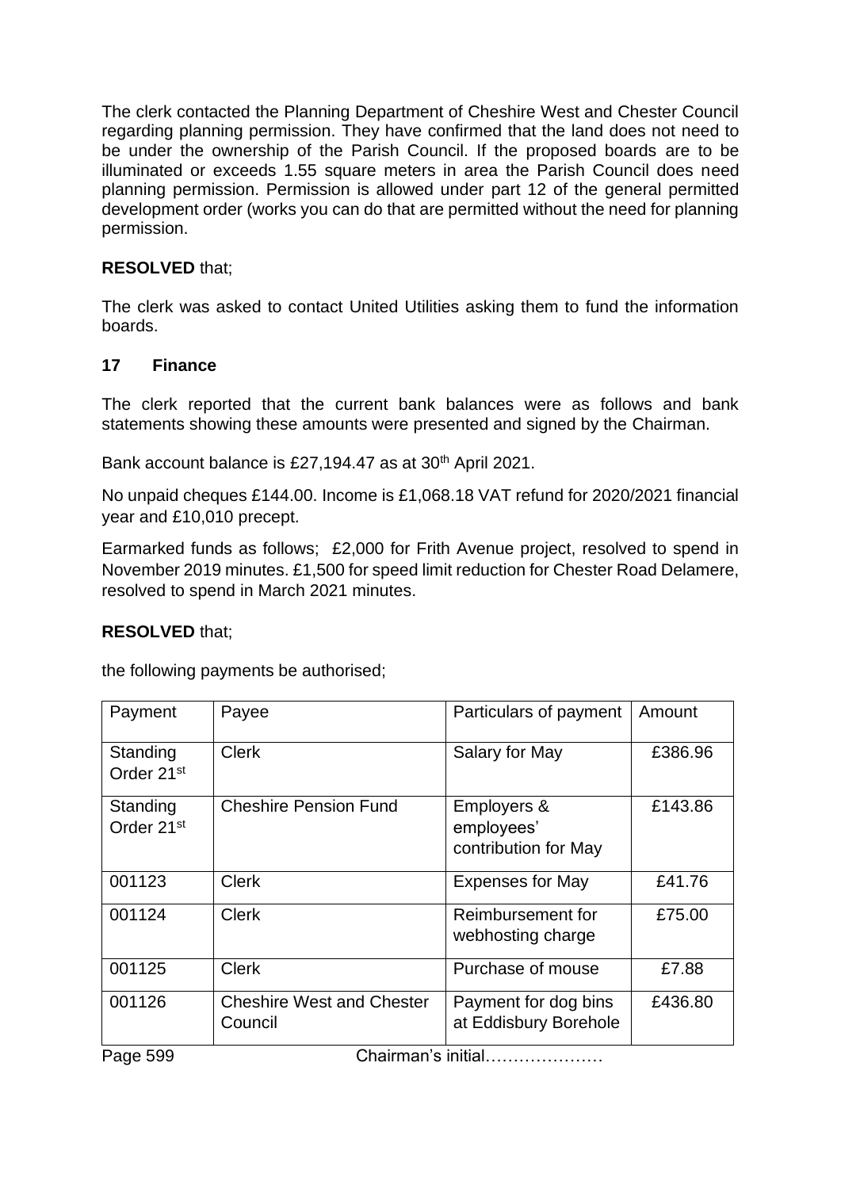The clerk contacted the Planning Department of Cheshire West and Chester Council regarding planning permission. They have confirmed that the land does not need to be under the ownership of the Parish Council. If the proposed boards are to be illuminated or exceeds 1.55 square meters in area the Parish Council does need planning permission. Permission is allowed under part 12 of the general permitted development order (works you can do that are permitted without the need for planning permission.

**RESOLVED** that;

The clerk was asked to contact United Utilities asking them to fund the information boards.

### 17 Finance

The clerk reported that the current bank balances were as follows and bank statements showing these amounts were presented and signed by the Chairman.

Bank account balance is £27,194.47 as at 30th April 2021.

No unpaid cheques £144.00. Income is £1,068.18 VAT refund for 2020/2021 financial year and £10,010 precept.

Earmarked funds as follows; £2,000 for Frith Avenue project, resolved to spend in November 2019 minutes. £1,500 for speed limit reduction for Chester Road Delamere, resolved to spend in March 2021 minutes.

**RESOLVED** that;

the following payments be authorised;

| Payment | Payee | Particulars of payment | Amount |
|---|---|---|---|
| Standing Order 21st | Clerk | Salary for May | £386.96 |
| Standing Order 21st | Cheshire Pension Fund | Employers & employees' contribution for May | £143.86 |
| 001123 | Clerk | Expenses for May | £41.76 |
| 001124 | Clerk | Reimbursement for webhosting charge | £75.00 |
| 001125 | Clerk | Purchase of mouse | £7.88 |
| 001126 | Cheshire West and Chester Council | Payment for dog bins at Eddisbury Borehole | £436.80 |

Chairman's initial…………………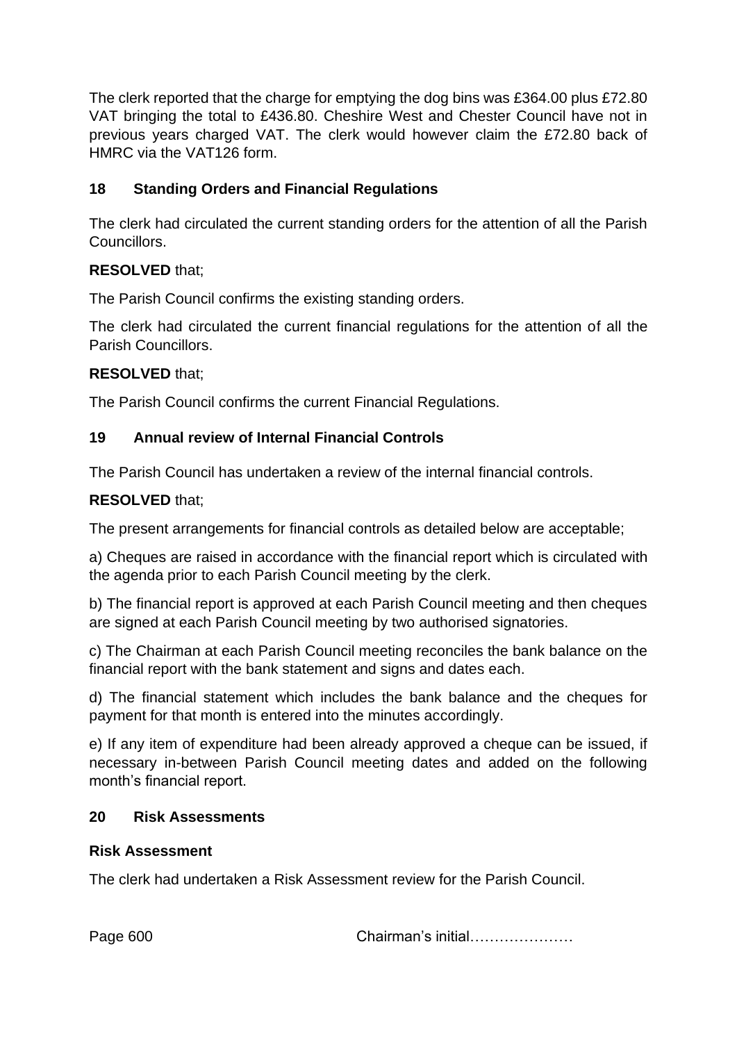The clerk reported that the charge for emptying the dog bins was £364.00 plus £72.80 VAT bringing the total to £436.80. Cheshire West and Chester Council have not in previous years charged VAT. The clerk would however claim the £72.80 back of HMRC via the VAT126 form.

## 18 Standing Orders and Financial Regulations

The clerk had circulated the current standing orders for the attention of all the Parish Councillors.

**RESOLVED** that;

The Parish Council confirms the existing standing orders.

The clerk had circulated the current financial regulations for the attention of all the Parish Councillors.

**RESOLVED** that;

The Parish Council confirms the current Financial Regulations.

## 19 Annual review of Internal Financial Controls

The Parish Council has undertaken a review of the internal financial controls.

**RESOLVED** that;

The present arrangements for financial controls as detailed below are acceptable;

a) Cheques are raised in accordance with the financial report which is circulated with the agenda prior to each Parish Council meeting by the clerk.

b) The financial report is approved at each Parish Council meeting and then cheques are signed at each Parish Council meeting by two authorised signatories.

c) The Chairman at each Parish Council meeting reconciles the bank balance on the financial report with the bank statement and signs and dates each.

d) The financial statement which includes the bank balance and the cheques for payment for that month is entered into the minutes accordingly.

e) If any item of expenditure had been already approved a cheque can be issued, if necessary in-between Parish Council meeting dates and added on the following month's financial report.

## 20 Risk Assessments

### Risk Assessment

The clerk had undertaken a Risk Assessment review for the Parish Council.

Chairman's initial…………………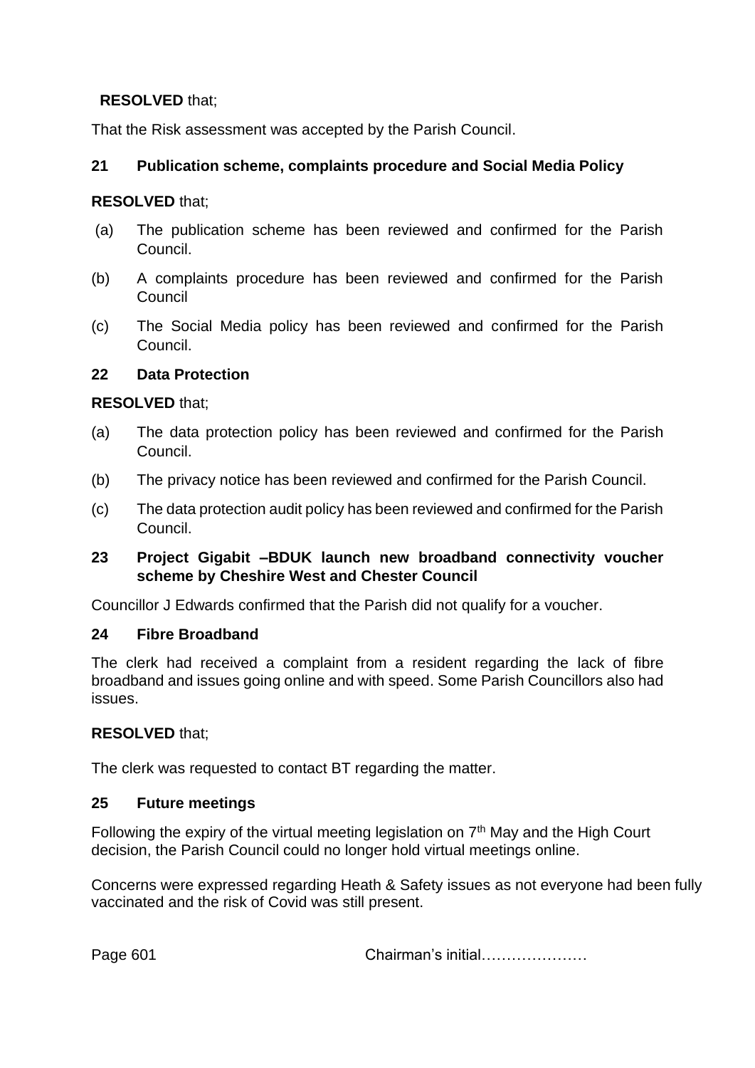**RESOLVED** that;

That the Risk assessment was accepted by the Parish Council.

## 21 Publication scheme, complaints procedure and Social Media Policy

**RESOLVED** that;

(a) The publication scheme has been reviewed and confirmed for the Parish Council.

(b) A complaints procedure has been reviewed and confirmed for the Parish Council

(c) The Social Media policy has been reviewed and confirmed for the Parish Council.

## 22 Data Protection

**RESOLVED** that;

(a) The data protection policy has been reviewed and confirmed for the Parish Council.

(b) The privacy notice has been reviewed and confirmed for the Parish Council.

(c) The data protection audit policy has been reviewed and confirmed for the Parish Council.

## 23 Project Gigabit –BDUK launch new broadband connectivity voucher scheme by Cheshire West and Chester Council

Councillor J Edwards confirmed that the Parish did not qualify for a voucher.

## 24 Fibre Broadband

The clerk had received a complaint from a resident regarding the lack of fibre broadband and issues going online and with speed. Some Parish Councillors also had issues.

**RESOLVED** that;

The clerk was requested to contact BT regarding the matter.

## 25 Future meetings

Following the expiry of the virtual meeting legislation on 7th May and the High Court decision, the Parish Council could no longer hold virtual meetings online.

Concerns were expressed regarding Heath & Safety issues as not everyone had been fully vaccinated and the risk of Covid was still present.

Chairman's initial…………………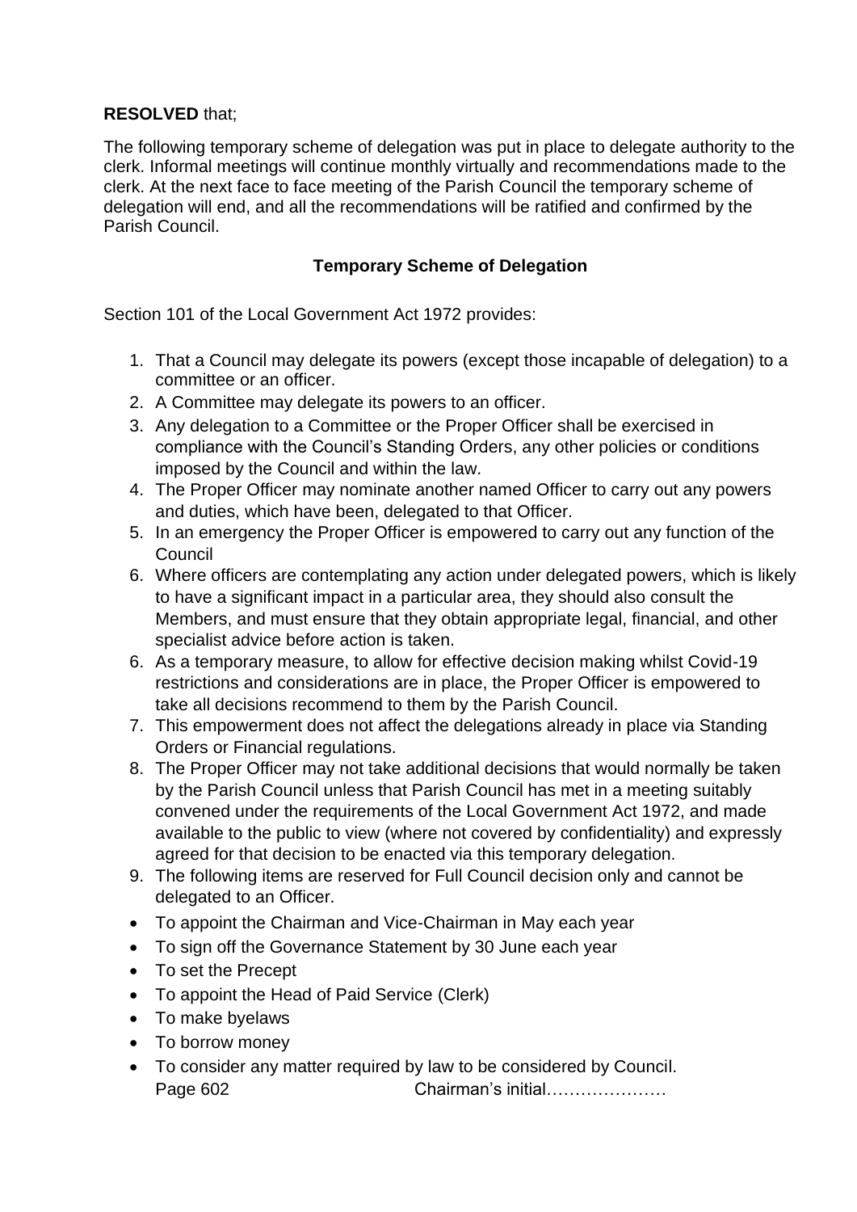**RESOLVED** that;

The following temporary scheme of delegation was put in place to delegate authority to the clerk. Informal meetings will continue monthly virtually and recommendations made to the clerk. At the next face to face meeting of the Parish Council the temporary scheme of delegation will end, and all the recommendations will be ratified and confirmed by the Parish Council.

**Temporary Scheme of Delegation**

Section 101 of the Local Government Act 1972 provides:

1. That a Council may delegate its powers (except those incapable of delegation) to a committee or an officer.
2. A Committee may delegate its powers to an officer.
3. Any delegation to a Committee or the Proper Officer shall be exercised in compliance with the Council's Standing Orders, any other policies or conditions imposed by the Council and within the law.
4. The Proper Officer may nominate another named Officer to carry out any powers and duties, which have been, delegated to that Officer.
5. In an emergency the Proper Officer is empowered to carry out any function of the Council
6. Where officers are contemplating any action under delegated powers, which is likely to have a significant impact in a particular area, they should also consult the Members, and must ensure that they obtain appropriate legal, financial, and other specialist advice before action is taken.
6. As a temporary measure, to allow for effective decision making whilst Covid-19 restrictions and considerations are in place, the Proper Officer is empowered to take all decisions recommend to them by the Parish Council.
7. This empowerment does not affect the delegations already in place via Standing Orders or Financial regulations.
8. The Proper Officer may not take additional decisions that would normally be taken by the Parish Council unless that Parish Council has met in a meeting suitably convened under the requirements of the Local Government Act 1972, and made available to the public to view (where not covered by confidentiality) and expressly agreed for that decision to be enacted via this temporary delegation.
9. The following items are reserved for Full Council decision only and cannot be delegated to an Officer.

- To appoint the Chairman and Vice-Chairman in May each year
- To sign off the Governance Statement by 30 June each year
- To set the Precept
- To appoint the Head of Paid Service (Clerk)
- To make byelaws
- To borrow money
- To consider any matter required by law to be considered by Council.

Page 602 Chairman's initial…………………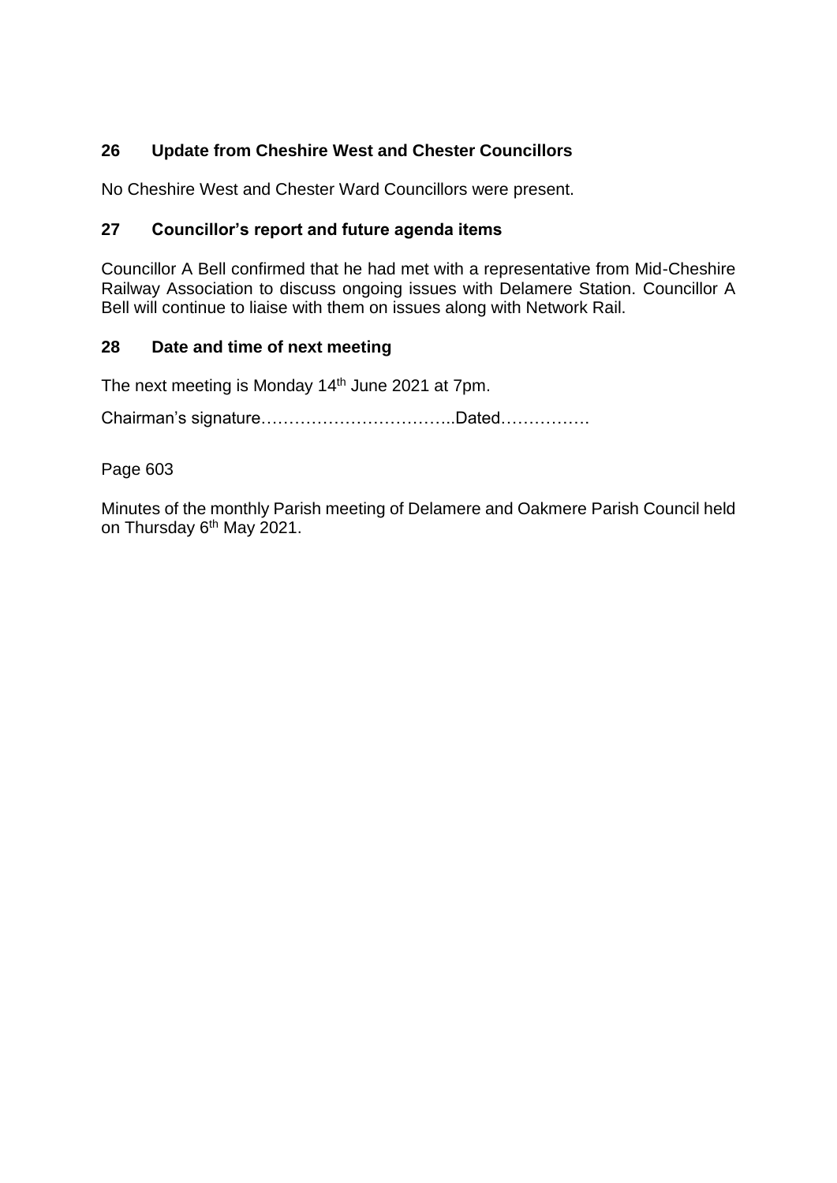## 26 Update from Cheshire West and Chester Councillors

No Cheshire West and Chester Ward Councillors were present.

## 27 Councillor's report and future agenda items

Councillor A Bell confirmed that he had met with a representative from Mid-Cheshire Railway Association to discuss ongoing issues with Delamere Station. Councillor A Bell will continue to liaise with them on issues along with Network Rail.

## 28 Date and time of next meeting

The next meeting is Monday 14th June 2021 at 7pm.

Chairman's signature……………………………..Dated…………….

Page 603

Minutes of the monthly Parish meeting of Delamere and Oakmere Parish Council held on Thursday 6th May 2021.